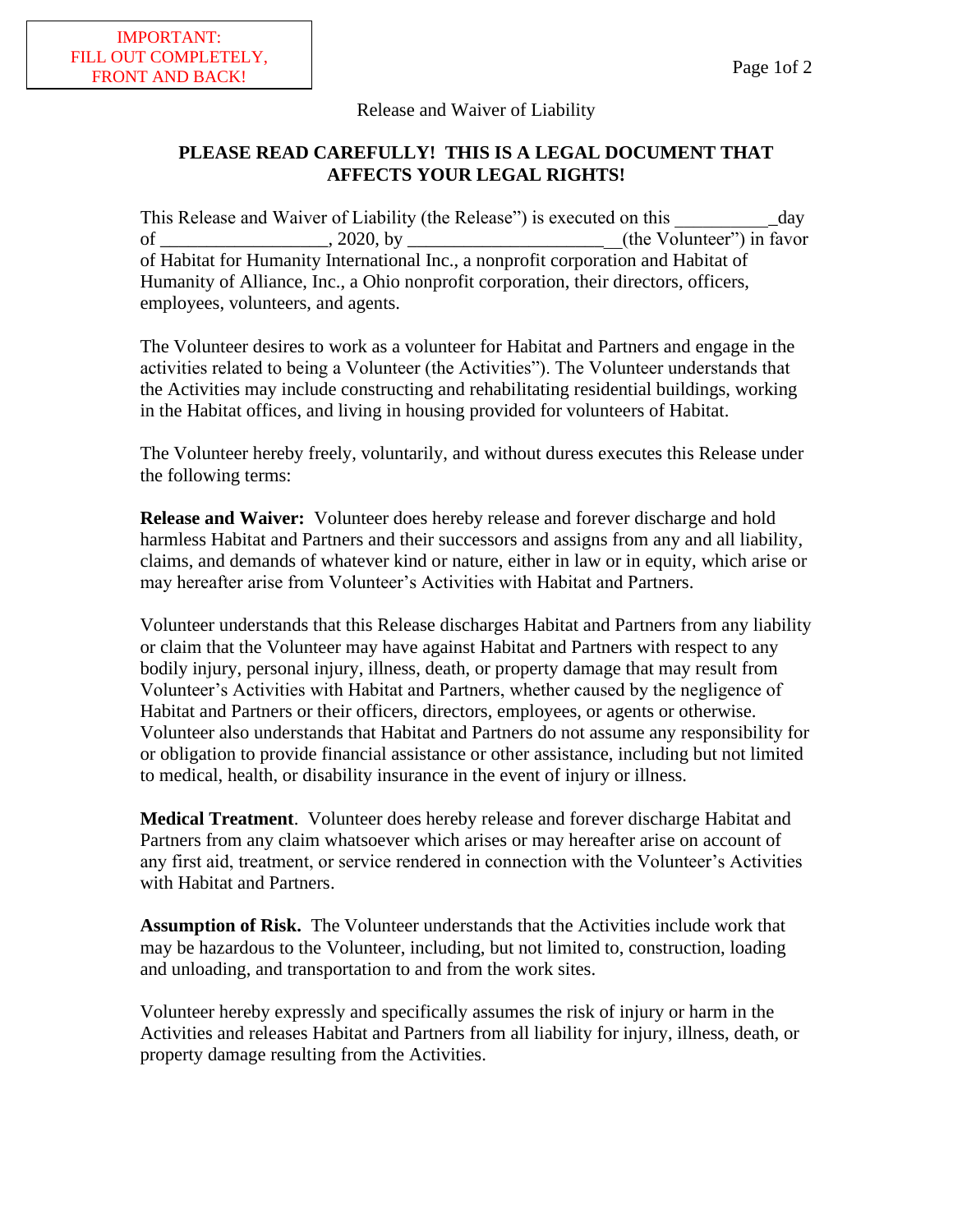IMPORTANT:
FILL OUT COMPLETELY,
FRONT AND BACK!

Release and Waiver of Liability

**PLEASE READ CAREFULLY! THIS IS A LEGAL DOCUMENT THAT AFFECTS YOUR LEGAL RIGHTS!**

This Release and Waiver of Liability (the Release") is executed on this ___________day of __________________, 2020, by _______________________(the Volunteer") in favor of Habitat for Humanity International Inc., a nonprofit corporation and Habitat of Humanity of Alliance, Inc., a Ohio nonprofit corporation, their directors, officers, employees, volunteers, and agents.

The Volunteer desires to work as a volunteer for Habitat and Partners and engage in the activities related to being a Volunteer (the Activities"). The Volunteer understands that the Activities may include constructing and rehabilitating residential buildings, working in the Habitat offices, and living in housing provided for volunteers of Habitat.

The Volunteer hereby freely, voluntarily, and without duress executes this Release under the following terms:

**Release and Waiver:** Volunteer does hereby release and forever discharge and hold harmless Habitat and Partners and their successors and assigns from any and all liability, claims, and demands of whatever kind or nature, either in law or in equity, which arise or may hereafter arise from Volunteer's Activities with Habitat and Partners.

Volunteer understands that this Release discharges Habitat and Partners from any liability or claim that the Volunteer may have against Habitat and Partners with respect to any bodily injury, personal injury, illness, death, or property damage that may result from Volunteer's Activities with Habitat and Partners, whether caused by the negligence of Habitat and Partners or their officers, directors, employees, or agents or otherwise. Volunteer also understands that Habitat and Partners do not assume any responsibility for or obligation to provide financial assistance or other assistance, including but not limited to medical, health, or disability insurance in the event of injury or illness.

**Medical Treatment**. Volunteer does hereby release and forever discharge Habitat and Partners from any claim whatsoever which arises or may hereafter arise on account of any first aid, treatment, or service rendered in connection with the Volunteer's Activities with Habitat and Partners.

**Assumption of Risk.** The Volunteer understands that the Activities include work that may be hazardous to the Volunteer, including, but not limited to, construction, loading and unloading, and transportation to and from the work sites.

Volunteer hereby expressly and specifically assumes the risk of injury or harm in the Activities and releases Habitat and Partners from all liability for injury, illness, death, or property damage resulting from the Activities.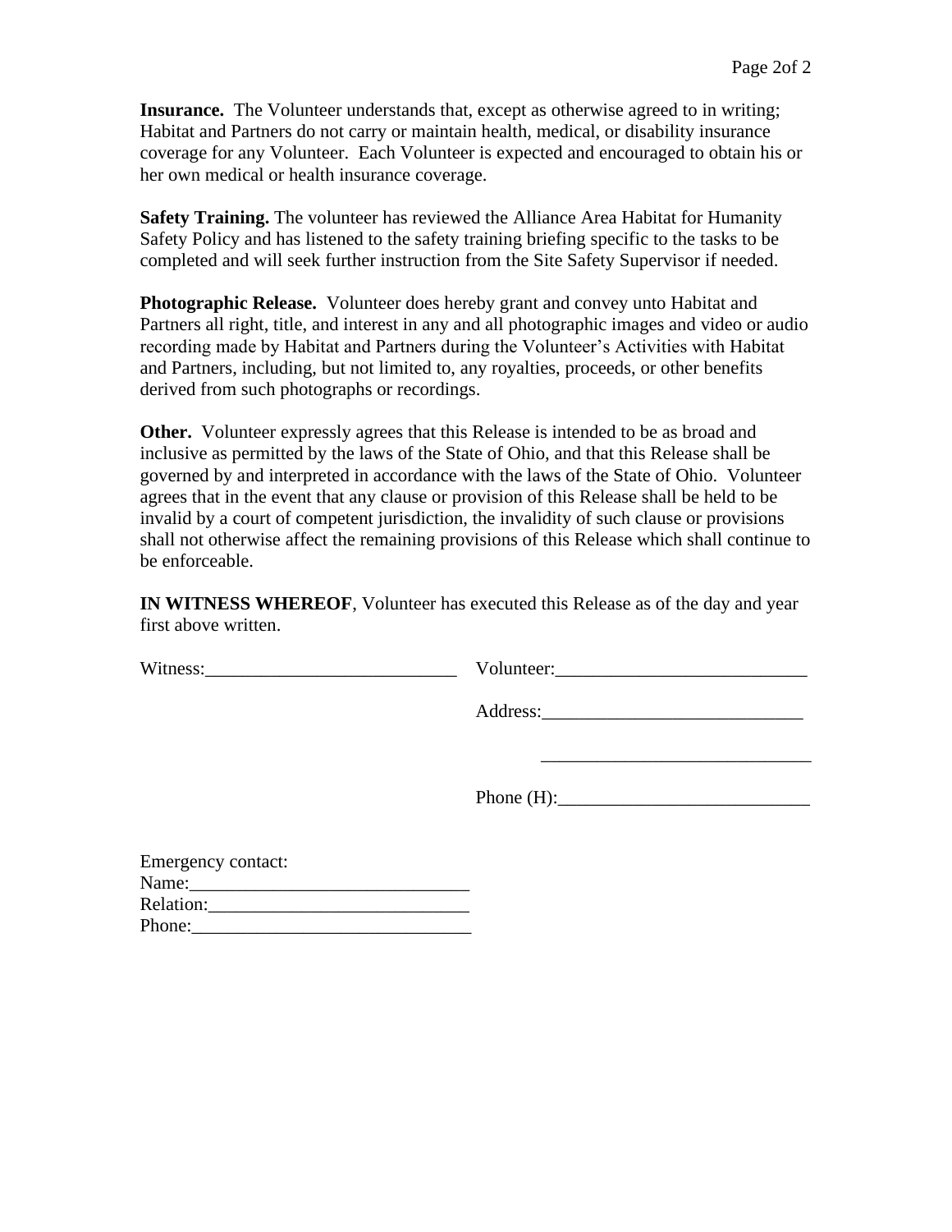**Insurance.** The Volunteer understands that, except as otherwise agreed to in writing; Habitat and Partners do not carry or maintain health, medical, or disability insurance coverage for any Volunteer. Each Volunteer is expected and encouraged to obtain his or her own medical or health insurance coverage.

**Safety Training.** The volunteer has reviewed the Alliance Area Habitat for Humanity Safety Policy and has listened to the safety training briefing specific to the tasks to be completed and will seek further instruction from the Site Safety Supervisor if needed.

**Photographic Release.** Volunteer does hereby grant and convey unto Habitat and Partners all right, title, and interest in any and all photographic images and video or audio recording made by Habitat and Partners during the Volunteer's Activities with Habitat and Partners, including, but not limited to, any royalties, proceeds, or other benefits derived from such photographs or recordings.

**Other.** Volunteer expressly agrees that this Release is intended to be as broad and inclusive as permitted by the laws of the State of Ohio, and that this Release shall be governed by and interpreted in accordance with the laws of the State of Ohio. Volunteer agrees that in the event that any clause or provision of this Release shall be held to be invalid by a court of competent jurisdiction, the invalidity of such clause or provisions shall not otherwise affect the remaining provisions of this Release which shall continue to be enforceable.

**IN WITNESS WHEREOF**, Volunteer has executed this Release as of the day and year first above written.

Witness:___________________________

Volunteer:___________________________

Address:____________________________

____________________________

Phone (H):___________________________

Emergency contact:
Name:_____________________________
Relation:___________________________
Phone:_____________________________